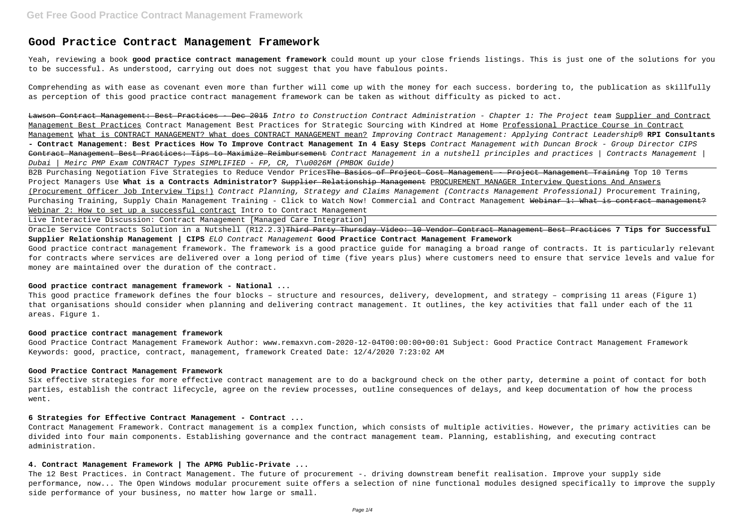# Good Practice Contract Management Framework

Yeah, reviewing a book **good practice contract management framework** could mount up your close friends listings. This is just one of the solutions for you to be successful. As understood, carrying out does not suggest that you have fabulous points.

Comprehending as with ease as covenant even more than further will come up with the money for each success. bordering to, the publication as skillfully as perception of this good practice contract management framework can be taken as without difficulty as picked to act.

~~Lawson Contract Management: Best Practices - Dec 2015~~ *Intro to Construction Contract Administration - Chapter 1: The Project team* Supplier and Contract Management Best Practices Contract Management Best Practices for Strategic Sourcing with Kindred at Home Professional Practice Course in Contract Management What is CONTRACT MANAGEMENT? What does CONTRACT MANAGEMENT mean? *Improving Contract Management: Applying Contract Leadership®* **RPI Consultants - Contract Management: Best Practices How To Improve Contract Management In 4 Easy Steps** *Contract Management with Duncan Brock - Group Director CIPS* ~~Contract Management Best Practices: Tips to Maximize Reimbursement~~ *Contract Management in a nutshell principles and practices | Contracts Management | Dubai | Meirc PMP Exam CONTRACT Types SIMPLIFIED - FP, CR, T\u0026M (PMBOK Guide)*

B2B Purchasing Negotiation Five Strategies to Reduce Vendor Prices~~The Basics of Project Cost Management - Project Management Training~~ Top 10 Terms Project Managers Use **What is a Contracts Administrator?** ~~Supplier Relationship Management~~ PROCUREMENT MANAGER Interview Questions And Answers (Procurement Officer Job Interview Tips!) *Contract Planning, Strategy and Claims Management (Contracts Management Professional)* Procurement Training, Purchasing Training, Supply Chain Management Training - Click to Watch Now! Commercial and Contract Management ~~Webinar 1: What is contract management?~~ Webinar 2: How to set up a successful contract Intro to Contract Management

Live Interactive Discussion: Contract Management [Managed Care Integration]

Oracle Service Contracts Solution in a Nutshell (R12.2.3)~~Third Party Thursday Video: 10 Vendor Contract Management Best Practices~~ **7 Tips for Successful Supplier Relationship Management | CIPS** *ELO Contract Management* **Good Practice Contract Management Framework**

Good practice contract management framework. The framework is a good practice guide for managing a broad range of contracts. It is particularly relevant for contracts where services are delivered over a long period of time (five years plus) where customers need to ensure that service levels and value for money are maintained over the duration of the contract.

#### Good practice contract management framework - National ...

This good practice framework defines the four blocks – structure and resources, delivery, development, and strategy – comprising 11 areas (Figure 1) that organisations should consider when planning and delivering contract management. It outlines, the key activities that fall under each of the 11 areas. Figure 1.

#### Good practice contract management framework

Good Practice Contract Management Framework Author: www.remaxvn.com-2020-12-04T00:00:00+00:01 Subject: Good Practice Contract Management Framework Keywords: good, practice, contract, management, framework Created Date: 12/4/2020 7:23:02 AM

#### Good Practice Contract Management Framework

Six effective strategies for more effective contract management are to do a background check on the other party, determine a point of contact for both parties, establish the contract lifecycle, agree on the review processes, outline consequences of delays, and keep documentation of how the process went.

#### 6 Strategies for Effective Contract Management - Contract ...

Contract Management Framework. Contract management is a complex function, which consists of multiple activities. However, the primary activities can be divided into four main components. Establishing governance and the contract management team. Planning, establishing, and executing contract administration.

#### 4. Contract Management Framework | The APMG Public-Private ...

The 12 Best Practices. in Contract Management. The future of procurement -. driving downstream benefit realisation. Improve your supply side performance, now... The Open Windows modular procurement suite offers a selection of nine functional modules designed specifically to improve the supply side performance of your business, no matter how large or small.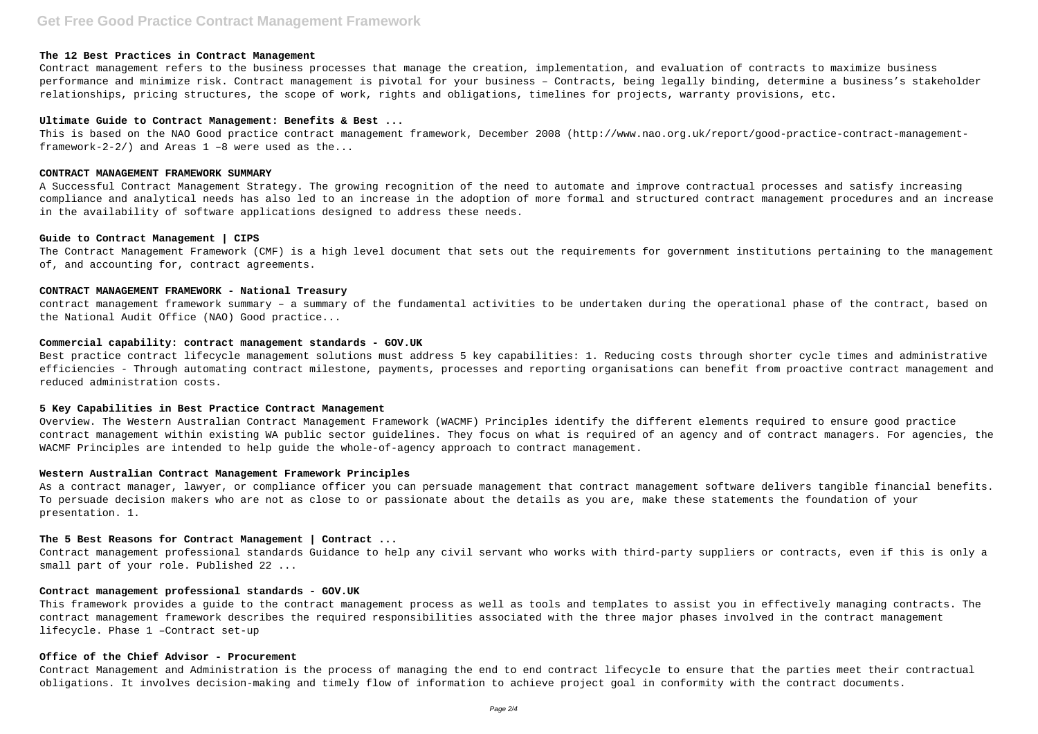### The 12 Best Practices in Contract Management

Contract management refers to the business processes that manage the creation, implementation, and evaluation of contracts to maximize business performance and minimize risk. Contract management is pivotal for your business – Contracts, being legally binding, determine a business's stakeholder relationships, pricing structures, the scope of work, rights and obligations, timelines for projects, warranty provisions, etc.

### Ultimate Guide to Contract Management: Benefits & Best ...

This is based on the NAO Good practice contract management framework, December 2008 (http://www.nao.org.uk/report/good-practice-contract-management-framework-2-2/) and Areas 1 –8 were used as the...

### CONTRACT MANAGEMENT FRAMEWORK SUMMARY

A Successful Contract Management Strategy. The growing recognition of the need to automate and improve contractual processes and satisfy increasing compliance and analytical needs has also led to an increase in the adoption of more formal and structured contract management procedures and an increase in the availability of software applications designed to address these needs.

### Guide to Contract Management | CIPS

The Contract Management Framework (CMF) is a high level document that sets out the requirements for government institutions pertaining to the management of, and accounting for, contract agreements.

### CONTRACT MANAGEMENT FRAMEWORK - National Treasury

contract management framework summary – a summary of the fundamental activities to be undertaken during the operational phase of the contract, based on the National Audit Office (NAO) Good practice...

### Commercial capability: contract management standards - GOV.UK

Best practice contract lifecycle management solutions must address 5 key capabilities: 1. Reducing costs through shorter cycle times and administrative efficiencies - Through automating contract milestone, payments, processes and reporting organisations can benefit from proactive contract management and reduced administration costs.

### 5 Key Capabilities in Best Practice Contract Management

Overview. The Western Australian Contract Management Framework (WACMF) Principles identify the different elements required to ensure good practice contract management within existing WA public sector guidelines. They focus on what is required of an agency and of contract managers. For agencies, the WACMF Principles are intended to help guide the whole-of-agency approach to contract management.

### Western Australian Contract Management Framework Principles

As a contract manager, lawyer, or compliance officer you can persuade management that contract management software delivers tangible financial benefits. To persuade decision makers who are not as close to or passionate about the details as you are, make these statements the foundation of your presentation. 1.

### The 5 Best Reasons for Contract Management | Contract ...

Contract management professional standards Guidance to help any civil servant who works with third-party suppliers or contracts, even if this is only a small part of your role. Published 22 ...

### Contract management professional standards - GOV.UK

This framework provides a guide to the contract management process as well as tools and templates to assist you in effectively managing contracts. The contract management framework describes the required responsibilities associated with the three major phases involved in the contract management lifecycle. Phase 1 –Contract set-up

### Office of the Chief Advisor - Procurement

Contract Management and Administration is the process of managing the end to end contract lifecycle to ensure that the parties meet their contractual obligations. It involves decision-making and timely flow of information to achieve project goal in conformity with the contract documents.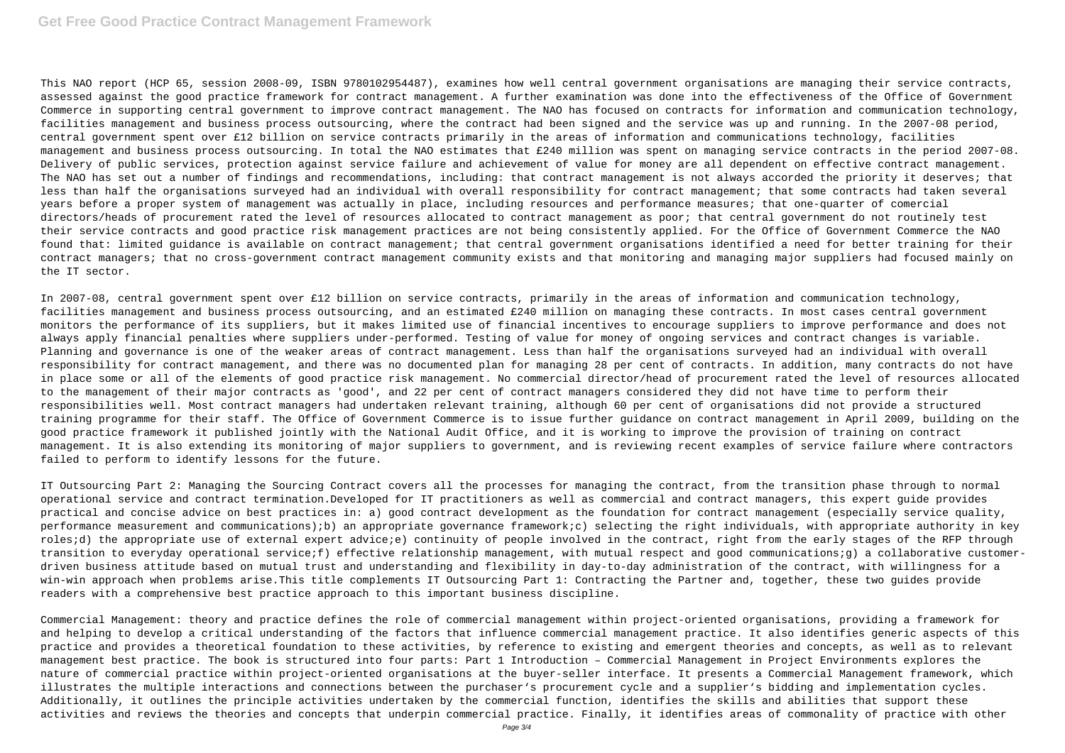This NAO report (HCP 65, session 2008-09, ISBN 9780102954487), examines how well central government organisations are managing their service contracts, assessed against the good practice framework for contract management. A further examination was done into the effectiveness of the Office of Government Commerce in supporting central government to improve contract management. The NAO has focused on contracts for information and communication technology, facilities management and business process outsourcing, where the contract had been signed and the service was up and running. In the 2007-08 period, central government spent over £12 billion on service contracts primarily in the areas of information and communications technology, facilities management and business process outsourcing. In total the NAO estimates that £240 million was spent on managing service contracts in the period 2007-08. Delivery of public services, protection against service failure and achievement of value for money are all dependent on effective contract management. The NAO has set out a number of findings and recommendations, including: that contract management is not always accorded the priority it deserves; that less than half the organisations surveyed had an individual with overall responsibility for contract management; that some contracts had taken several years before a proper system of management was actually in place, including resources and performance measures; that one-quarter of comercial directors/heads of procurement rated the level of resources allocated to contract management as poor; that central government do not routinely test their service contracts and good practice risk management practices are not being consistently applied. For the Office of Government Commerce the NAO found that: limited guidance is available on contract management; that central government organisations identified a need for better training for their contract managers; that no cross-government contract management community exists and that monitoring and managing major suppliers had focused mainly on the IT sector.

In 2007-08, central government spent over £12 billion on service contracts, primarily in the areas of information and communication technology, facilities management and business process outsourcing, and an estimated £240 million on managing these contracts. In most cases central government monitors the performance of its suppliers, but it makes limited use of financial incentives to encourage suppliers to improve performance and does not always apply financial penalties where suppliers under-performed. Testing of value for money of ongoing services and contract changes is variable. Planning and governance is one of the weaker areas of contract management. Less than half the organisations surveyed had an individual with overall responsibility for contract management, and there was no documented plan for managing 28 per cent of contracts. In addition, many contracts do not have in place some or all of the elements of good practice risk management. No commercial director/head of procurement rated the level of resources allocated to the management of their major contracts as 'good', and 22 per cent of contract managers considered they did not have time to perform their responsibilities well. Most contract managers had undertaken relevant training, although 60 per cent of organisations did not provide a structured training programme for their staff. The Office of Government Commerce is to issue further guidance on contract management in April 2009, building on the good practice framework it published jointly with the National Audit Office, and it is working to improve the provision of training on contract management. It is also extending its monitoring of major suppliers to government, and is reviewing recent examples of service failure where contractors failed to perform to identify lessons for the future.

IT Outsourcing Part 2: Managing the Sourcing Contract covers all the processes for managing the contract, from the transition phase through to normal operational service and contract termination.Developed for IT practitioners as well as commercial and contract managers, this expert guide provides practical and concise advice on best practices in: a) good contract development as the foundation for contract management (especially service quality, performance measurement and communications);b) an appropriate governance framework;c) selecting the right individuals, with appropriate authority in key roles;d) the appropriate use of external expert advice;e) continuity of people involved in the contract, right from the early stages of the RFP through transition to everyday operational service;f) effective relationship management, with mutual respect and good communications;g) a collaborative customer-driven business attitude based on mutual trust and understanding and flexibility in day-to-day administration of the contract, with willingness for a win-win approach when problems arise.This title complements IT Outsourcing Part 1: Contracting the Partner and, together, these two guides provide readers with a comprehensive best practice approach to this important business discipline.

Commercial Management: theory and practice defines the role of commercial management within project-oriented organisations, providing a framework for and helping to develop a critical understanding of the factors that influence commercial management practice. It also identifies generic aspects of this practice and provides a theoretical foundation to these activities, by reference to existing and emergent theories and concepts, as well as to relevant management best practice. The book is structured into four parts: Part 1 Introduction – Commercial Management in Project Environments explores the nature of commercial practice within project-oriented organisations at the buyer-seller interface. It presents a Commercial Management framework, which illustrates the multiple interactions and connections between the purchaser's procurement cycle and a supplier's bidding and implementation cycles. Additionally, it outlines the principle activities undertaken by the commercial function, identifies the skills and abilities that support these activities and reviews the theories and concepts that underpin commercial practice. Finally, it identifies areas of commonality of practice with other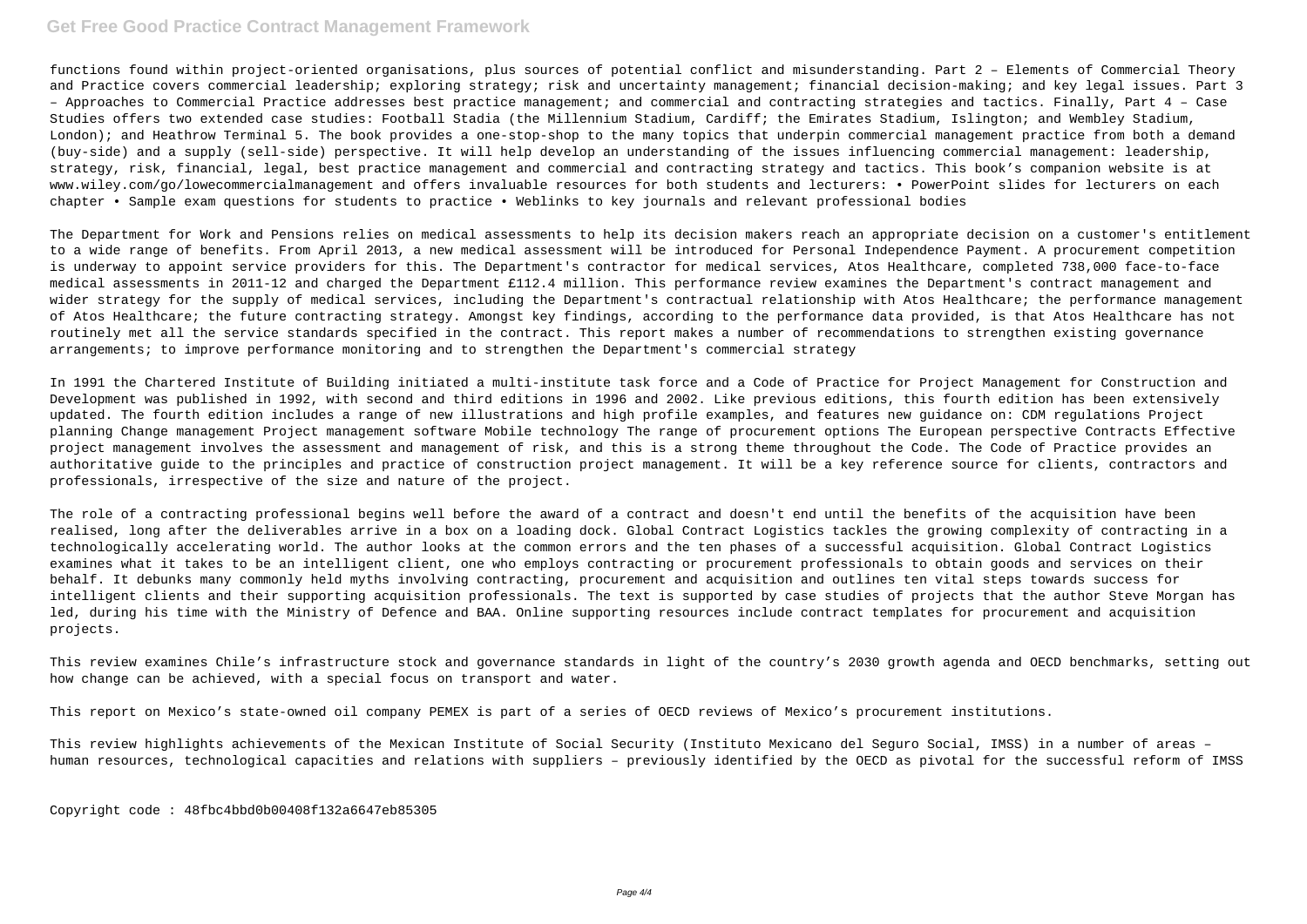functions found within project-oriented organisations, plus sources of potential conflict and misunderstanding. Part 2 – Elements of Commercial Theory and Practice covers commercial leadership; exploring strategy; risk and uncertainty management; financial decision-making; and key legal issues. Part 3 – Approaches to Commercial Practice addresses best practice management; and commercial and contracting strategies and tactics. Finally, Part 4 – Case Studies offers two extended case studies: Football Stadia (the Millennium Stadium, Cardiff; the Emirates Stadium, Islington; and Wembley Stadium, London); and Heathrow Terminal 5. The book provides a one-stop-shop to the many topics that underpin commercial management practice from both a demand (buy-side) and a supply (sell-side) perspective. It will help develop an understanding of the issues influencing commercial management: leadership, strategy, risk, financial, legal, best practice management and commercial and contracting strategy and tactics. This book's companion website is at www.wiley.com/go/lowecommercialmanagement and offers invaluable resources for both students and lecturers: • PowerPoint slides for lecturers on each chapter • Sample exam questions for students to practice • Weblinks to key journals and relevant professional bodies

The Department for Work and Pensions relies on medical assessments to help its decision makers reach an appropriate decision on a customer's entitlement to a wide range of benefits. From April 2013, a new medical assessment will be introduced for Personal Independence Payment. A procurement competition is underway to appoint service providers for this. The Department's contractor for medical services, Atos Healthcare, completed 738,000 face-to-face medical assessments in 2011-12 and charged the Department £112.4 million. This performance review examines the Department's contract management and wider strategy for the supply of medical services, including the Department's contractual relationship with Atos Healthcare; the performance management of Atos Healthcare; the future contracting strategy. Amongst key findings, according to the performance data provided, is that Atos Healthcare has not routinely met all the service standards specified in the contract. This report makes a number of recommendations to strengthen existing governance arrangements; to improve performance monitoring and to strengthen the Department's commercial strategy

In 1991 the Chartered Institute of Building initiated a multi-institute task force and a Code of Practice for Project Management for Construction and Development was published in 1992, with second and third editions in 1996 and 2002. Like previous editions, this fourth edition has been extensively updated. The fourth edition includes a range of new illustrations and high profile examples, and features new guidance on: CDM regulations Project planning Change management Project management software Mobile technology The range of procurement options The European perspective Contracts Effective project management involves the assessment and management of risk, and this is a strong theme throughout the Code. The Code of Practice provides an authoritative guide to the principles and practice of construction project management. It will be a key reference source for clients, contractors and professionals, irrespective of the size and nature of the project.

The role of a contracting professional begins well before the award of a contract and doesn't end until the benefits of the acquisition have been realised, long after the deliverables arrive in a box on a loading dock. Global Contract Logistics tackles the growing complexity of contracting in a technologically accelerating world. The author looks at the common errors and the ten phases of a successful acquisition. Global Contract Logistics examines what it takes to be an intelligent client, one who employs contracting or procurement professionals to obtain goods and services on their behalf. It debunks many commonly held myths involving contracting, procurement and acquisition and outlines ten vital steps towards success for intelligent clients and their supporting acquisition professionals. The text is supported by case studies of projects that the author Steve Morgan has led, during his time with the Ministry of Defence and BAA. Online supporting resources include contract templates for procurement and acquisition projects.

This review examines Chile's infrastructure stock and governance standards in light of the country's 2030 growth agenda and OECD benchmarks, setting out how change can be achieved, with a special focus on transport and water.

This report on Mexico's state-owned oil company PEMEX is part of a series of OECD reviews of Mexico's procurement institutions.

This review highlights achievements of the Mexican Institute of Social Security (Instituto Mexicano del Seguro Social, IMSS) in a number of areas – human resources, technological capacities and relations with suppliers – previously identified by the OECD as pivotal for the successful reform of IMSS

Copyright code : 48fbc4bbd0b00408f132a6647eb85305